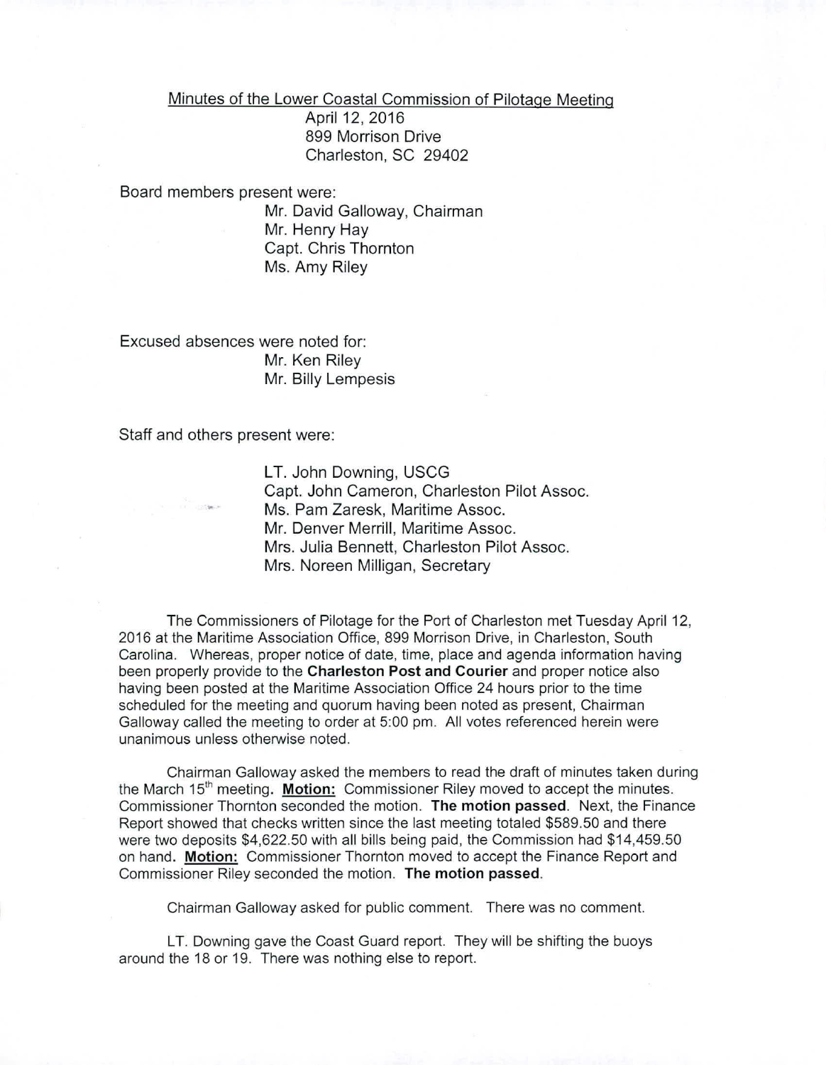<u>Minutes of the Lower Coastal Commission of Pilotage Meeting</u>

April 12, 2016
899 Morrison Drive
Charleston, SC 29402

Board members present were:

Mr. David Galloway, Chairman
Mr. Henry Hay
Capt. Chris Thornton
Ms. Amy Riley

Excused absences were noted for:

Mr. Ken Riley
Mr. Billy Lempesis

Staff and others present were:

LT. John Downing, USCG
Capt. John Cameron, Charleston Pilot Assoc.
Ms. Pam Zaresk, Maritime Assoc.
Mr. Denver Merrill, Maritime Assoc.
Mrs. Julia Bennett, Charleston Pilot Assoc.
Mrs. Noreen Milligan, Secretary

The Commissioners of Pilotage for the Port of Charleston met Tuesday April 12, 2016 at the Maritime Association Office, 899 Morrison Drive, in Charleston, South Carolina. Whereas, proper notice of date, time, place and agenda information having been properly provide to the **Charleston Post and Courier** and proper notice also having been posted at the Maritime Association Office 24 hours prior to the time scheduled for the meeting and quorum having been noted as present, Chairman Galloway called the meeting to order at 5:00 pm. All votes referenced herein were unanimous unless otherwise noted.

Chairman Galloway asked the members to read the draft of minutes taken during the March 15th meeting. **<u>Motion:</u>** Commissioner Riley moved to accept the minutes. Commissioner Thornton seconded the motion. **The motion passed**. Next, the Finance Report showed that checks written since the last meeting totaled $589.50 and there were two deposits $4,622.50 with all bills being paid, the Commission had $14,459.50 on hand. **<u>Motion:</u>** Commissioner Thornton moved to accept the Finance Report and Commissioner Riley seconded the motion. **The motion passed**.

Chairman Galloway asked for public comment. There was no comment.

LT. Downing gave the Coast Guard report. They will be shifting the buoys around the 18 or 19. There was nothing else to report.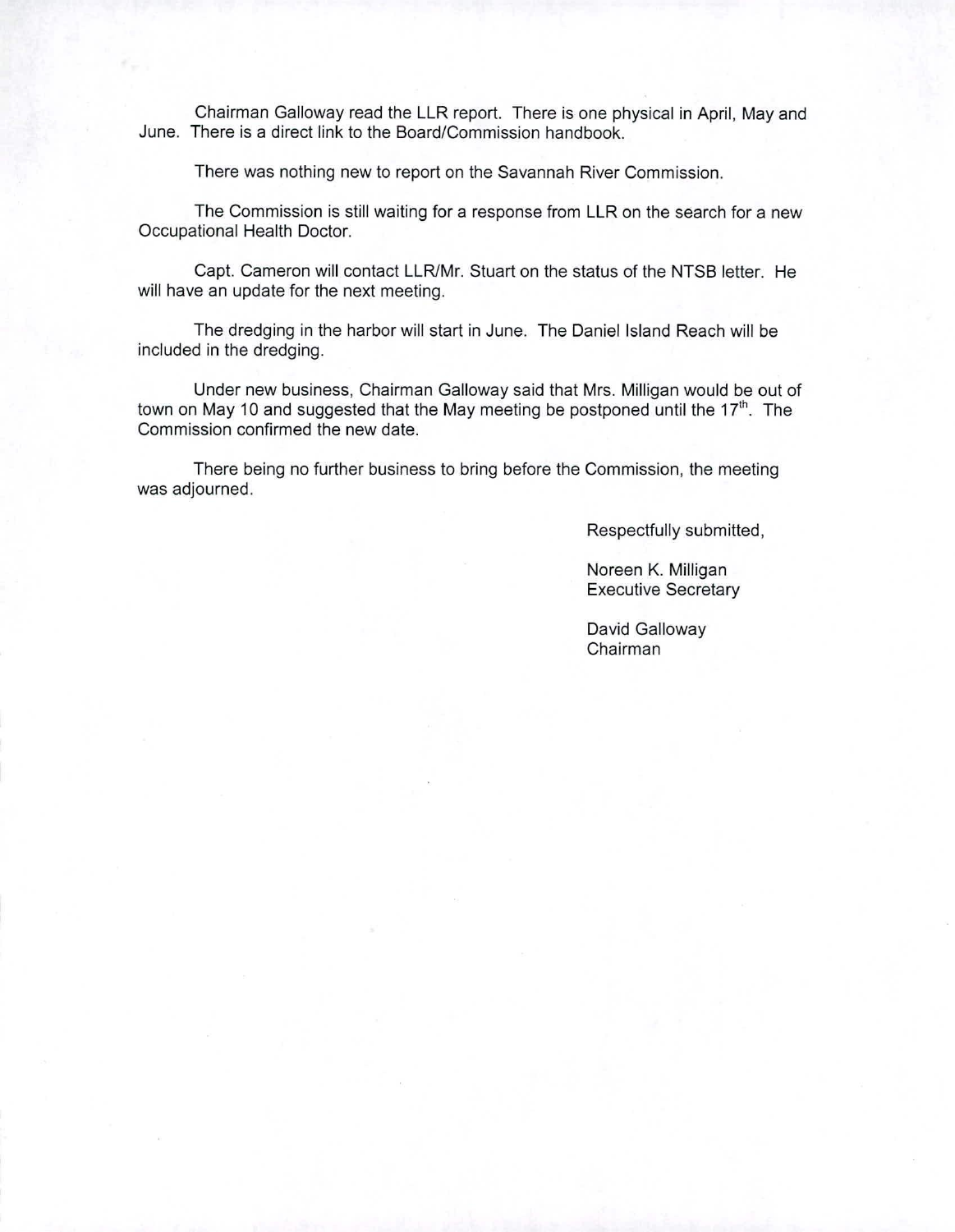Chairman Galloway read the LLR report. There is one physical in April, May and June. There is a direct link to the Board/Commission handbook.

There was nothing new to report on the Savannah River Commission.

The Commission is still waiting for a response from LLR on the search for a new Occupational Health Doctor.

Capt. Cameron will contact LLR/Mr. Stuart on the status of the NTSB letter. He will have an update for the next meeting.

The dredging in the harbor will start in June. The Daniel Island Reach will be included in the dredging.

Under new business, Chairman Galloway said that Mrs. Milligan would be out of town on May 10 and suggested that the May meeting be postponed until the 17th. The Commission confirmed the new date.

There being no further business to bring before the Commission, the meeting was adjourned.

Respectfully submitted,

Noreen K. Milligan
Executive Secretary

David Galloway
Chairman